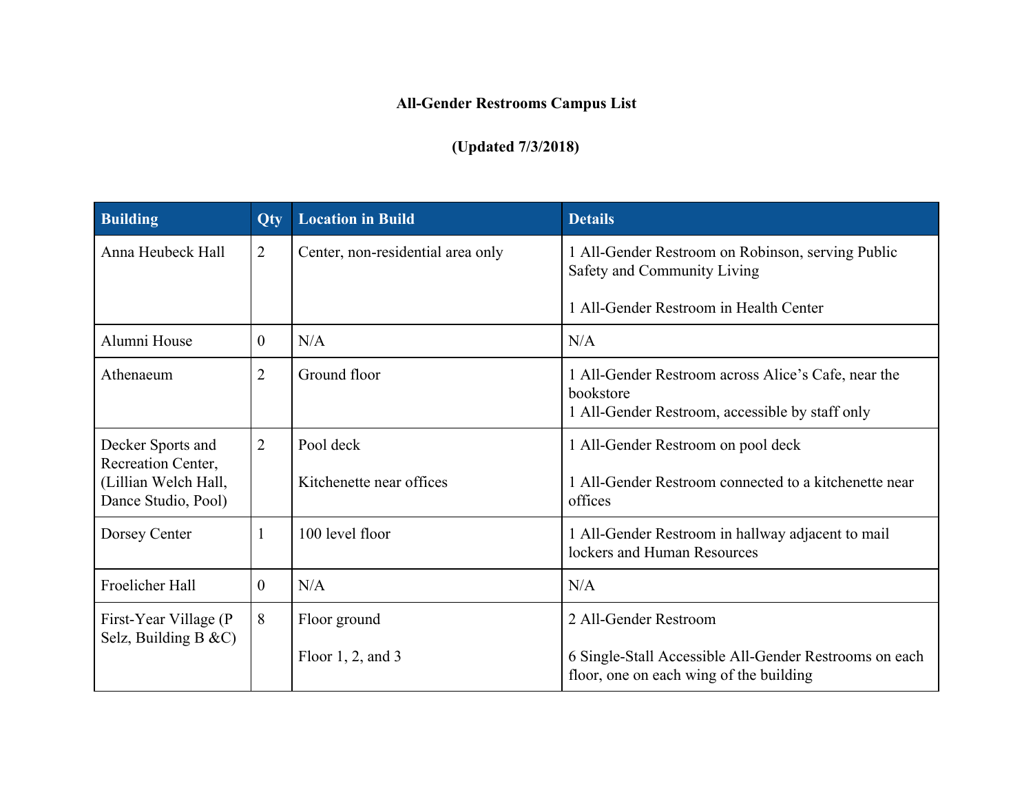**All-Gender Restrooms Campus List**

**(Updated 7/3/2018)**

| Building | Qty | Location in Build | Details |
|---|---|---|---|
| Anna Heubeck Hall | 2 | Center, non-residential area only | 1 All-Gender Restroom on Robinson, serving Public Safety and Community Living<br><br>1 All-Gender Restroom in Health Center |
| Alumni House | 0 | N/A | N/A |
| Athenaeum | 2 | Ground floor | 1 All-Gender Restroom across Alice's Cafe, near the bookstore<br>1 All-Gender Restroom, accessible by staff only |
| Decker Sports and Recreation Center, (Lillian Welch Hall, Dance Studio, Pool) | 2 | Pool deck<br><br>Kitchenette near offices | 1 All-Gender Restroom on pool deck<br><br>1 All-Gender Restroom connected to a kitchenette near offices |
| Dorsey Center | 1 | 100 level floor | 1 All-Gender Restroom in hallway adjacent to mail lockers and Human Resources |
| Froelicher Hall | 0 | N/A | N/A |
| First-Year Village (P Selz, Building B &C) | 8 | Floor ground<br><br>Floor 1, 2, and 3 | 2 All-Gender Restroom<br><br>6 Single-Stall Accessible All-Gender Restrooms on each floor, one on each wing of the building |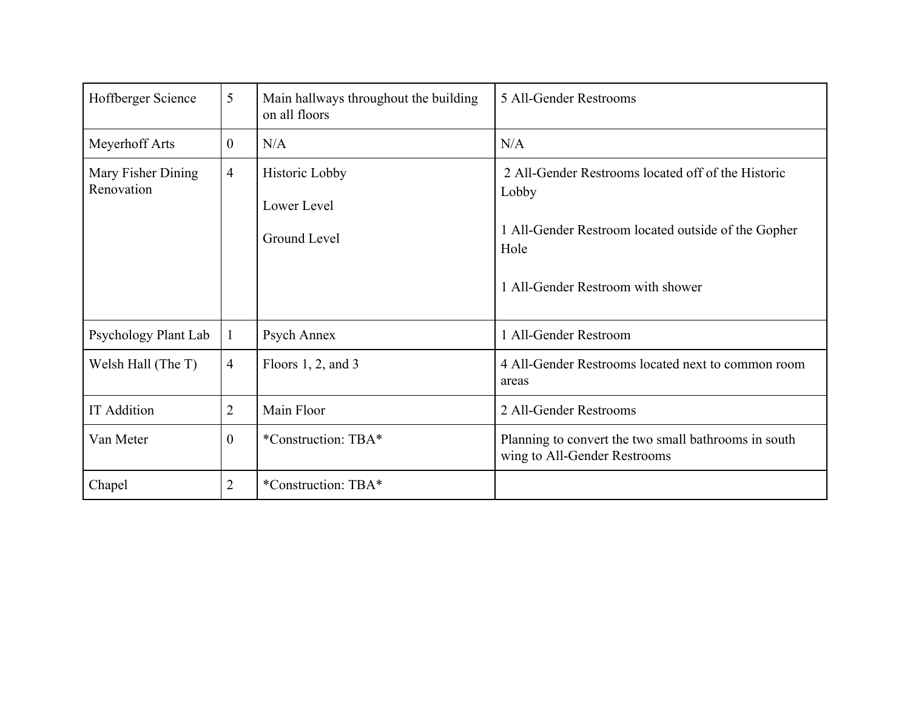| | | | |
|---|---|---|---|
| Hoffberger Science | 5 | Main hallways throughout the building on all floors | 5 All-Gender Restrooms |
| Meyerhoff Arts | 0 | N/A | N/A |
| Mary Fisher Dining Renovation | 4 | Historic Lobby<br><br>Lower Level<br><br>Ground Level | 2 All-Gender Restrooms located off of the Historic Lobby<br><br>1 All-Gender Restroom located outside of the Gopher Hole<br><br>1 All-Gender Restroom with shower |
| Psychology Plant Lab | 1 | Psych Annex | 1 All-Gender Restroom |
| Welsh Hall (The T) | 4 | Floors 1, 2, and 3 | 4 All-Gender Restrooms located next to common room areas |
| IT Addition | 2 | Main Floor | 2 All-Gender Restrooms |
| Van Meter | 0 | *Construction: TBA* | Planning to convert the two small bathrooms in south wing to All-Gender Restrooms |
| Chapel | 2 | *Construction: TBA* | |